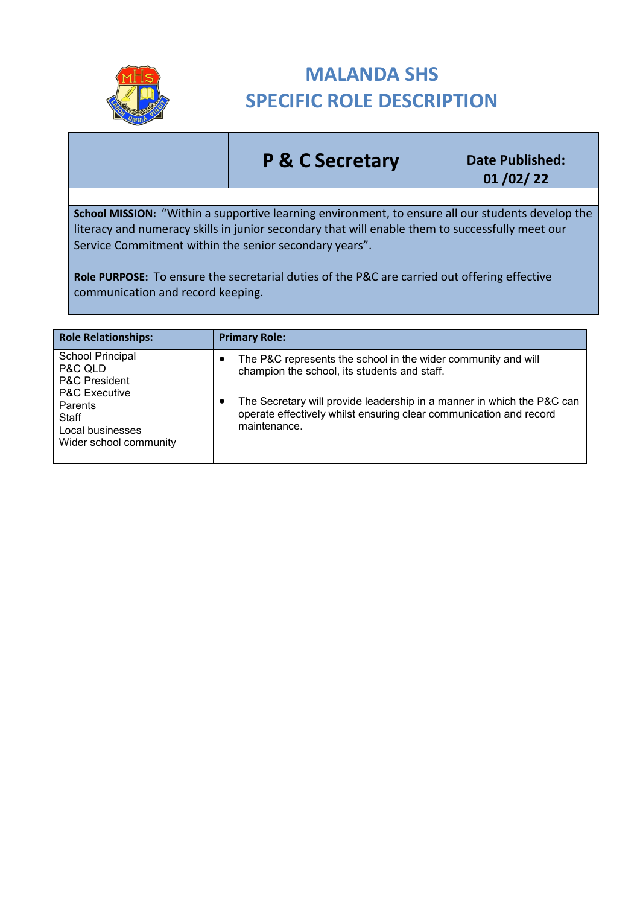# MALANDA SHS
# SPECIFIC ROLE DESCRIPTION

| | **P & C Secretary** | **Date Published: 01 /02/ 22** |
|---|---|---|

**School MISSION:** "Within a supportive learning environment, to ensure all our students develop the literacy and numeracy skills in junior secondary that will enable them to successfully meet our Service Commitment within the senior secondary years".

**Role PURPOSE:** To ensure the secretarial duties of the P&C are carried out offering effective communication and record keeping.

| **Role Relationships:** | **Primary Role:** |
|---|---|
| School Principal<br>P&C QLD<br>P&C President<br>P&C Executive<br>Parents<br>Staff<br>Local businesses<br>Wider school community | • The P&C represents the school in the wider community and will champion the school, its students and staff.<br><br>• The Secretary will provide leadership in a manner in which the P&C can operate effectively whilst ensuring clear communication and record maintenance. |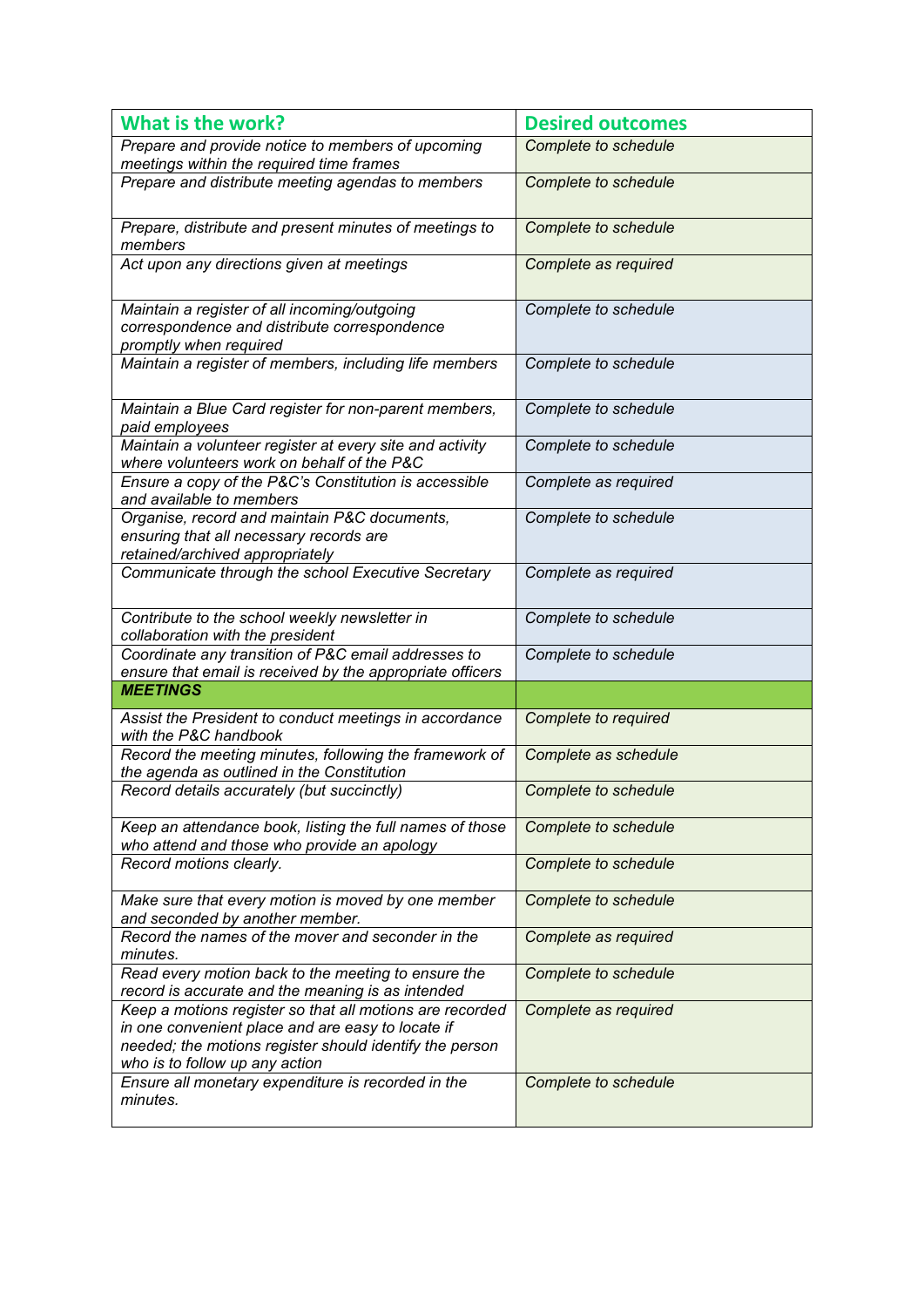| What is the work? | Desired outcomes |
|---|---|
| *Prepare and provide notice to members of upcoming meetings within the required time frames* | *Complete to schedule* |
| *Prepare and distribute meeting agendas to members* | *Complete to schedule* |
| *Prepare, distribute and present minutes of meetings to members* | *Complete to schedule* |
| *Act upon any directions given at meetings* | *Complete as required* |
| *Maintain a register of all incoming/outgoing correspondence and distribute correspondence promptly when required* | *Complete to schedule* |
| *Maintain a register of members, including life members* | *Complete to schedule* |
| *Maintain a Blue Card register for non-parent members, paid employees* | *Complete to schedule* |
| *Maintain a volunteer register at every site and activity where volunteers work on behalf of the P&C* | *Complete to schedule* |
| *Ensure a copy of the P&C's Constitution is accessible and available to members* | *Complete as required* |
| *Organise, record and maintain P&C documents, ensuring that all necessary records are retained/archived appropriately* | *Complete to schedule* |
| *Communicate through the school Executive Secretary* | *Complete as required* |
| *Contribute to the school weekly newsletter in collaboration with the president* | *Complete to schedule* |
| *Coordinate any transition of P&C email addresses to ensure that email is received by the appropriate officers* | *Complete to schedule* |
| ***MEETINGS*** | |
| *Assist the President to conduct meetings in accordance with the P&C handbook* | *Complete to required* |
| *Record the meeting minutes, following the framework of the agenda as outlined in the Constitution* | *Complete as schedule* |
| *Record details accurately (but succinctly)* | *Complete to schedule* |
| *Keep an attendance book, listing the full names of those who attend and those who provide an apology* | *Complete to schedule* |
| *Record motions clearly.* | *Complete to schedule* |
| *Make sure that every motion is moved by one member and seconded by another member.* | *Complete to schedule* |
| *Record the names of the mover and seconder in the minutes.* | *Complete as required* |
| *Read every motion back to the meeting to ensure the record is accurate and the meaning is as intended* | *Complete to schedule* |
| *Keep a motions register so that all motions are recorded in one convenient place and are easy to locate if needed; the motions register should identify the person who is to follow up any action* | *Complete as required* |
| *Ensure all monetary expenditure is recorded in the minutes.* | *Complete to schedule* |